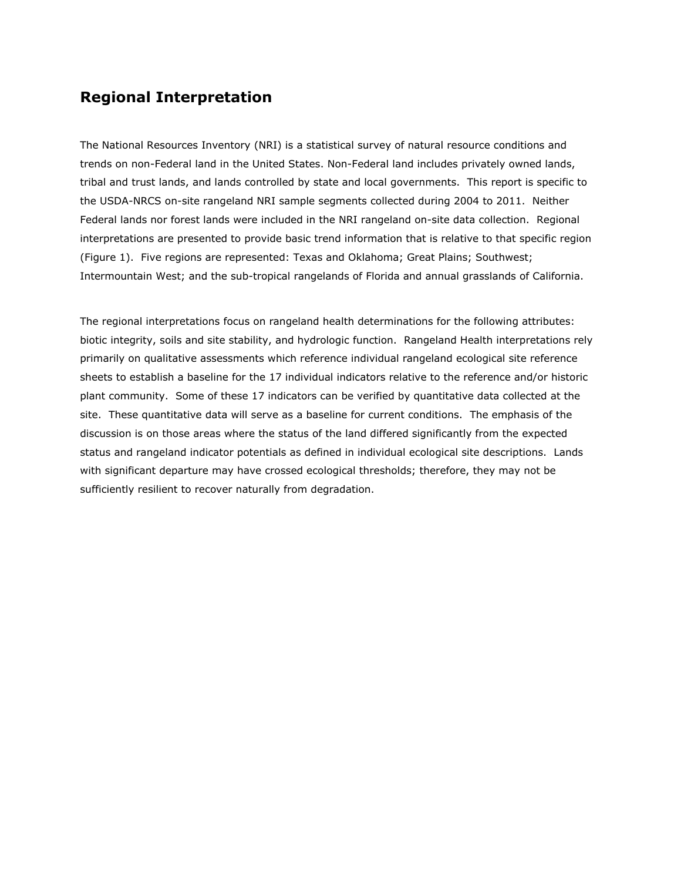## Regional Interpretation

The National Resources Inventory (NRI) is a statistical survey of natural resource conditions and trends on non-Federal land in the United States. Non-Federal land includes privately owned lands, tribal and trust lands, and lands controlled by state and local governments. This report is specific to the USDA-NRCS on-site rangeland NRI sample segments collected during 2004 to 2011. Neither Federal lands nor forest lands were included in the NRI rangeland on-site data collection. Regional interpretations are presented to provide basic trend information that is relative to that specific region (Figure 1). Five regions are represented: Texas and Oklahoma; Great Plains; Southwest; Intermountain West; and the sub-tropical rangelands of Florida and annual grasslands of California.

The regional interpretations focus on rangeland health determinations for the following attributes: biotic integrity, soils and site stability, and hydrologic function. Rangeland Health interpretations rely primarily on qualitative assessments which reference individual rangeland ecological site reference sheets to establish a baseline for the 17 individual indicators relative to the reference and/or historic plant community. Some of these 17 indicators can be verified by quantitative data collected at the site. These quantitative data will serve as a baseline for current conditions. The emphasis of the discussion is on those areas where the status of the land differed significantly from the expected status and rangeland indicator potentials as defined in individual ecological site descriptions. Lands with significant departure may have crossed ecological thresholds; therefore, they may not be sufficiently resilient to recover naturally from degradation.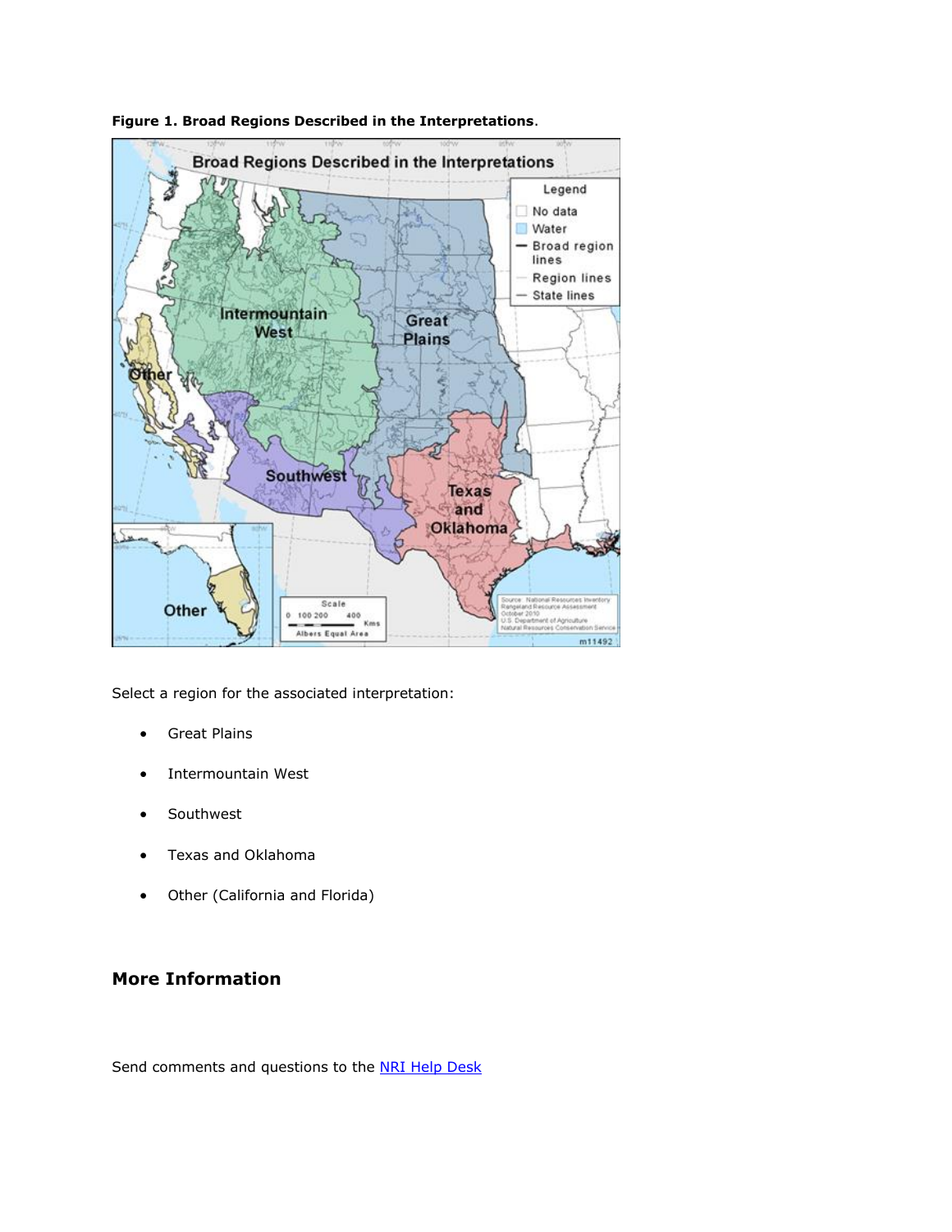**Figure 1. Broad Regions Described in the Interpretations**.

Broad Regions Described in the Interpretations

Legend
No data
Water
Broad region lines
Region lines
State lines

Intermountain West
Great Plains
Other
Southwest
Texas and Oklahoma
Other

Scale
0 100 200 400
Kms
Albers Equal Area

Source: National Resources Inventory Rangeland Resource Assessment October 2010
U.S. Department of Agriculture Natural Resources Conservation Service

m11492

Select a region for the associated interpretation:

- Great Plains
- Intermountain West
- Southwest
- Texas and Oklahoma
- Other (California and Florida)

## More Information

Send comments and questions to the NRI Help Desk